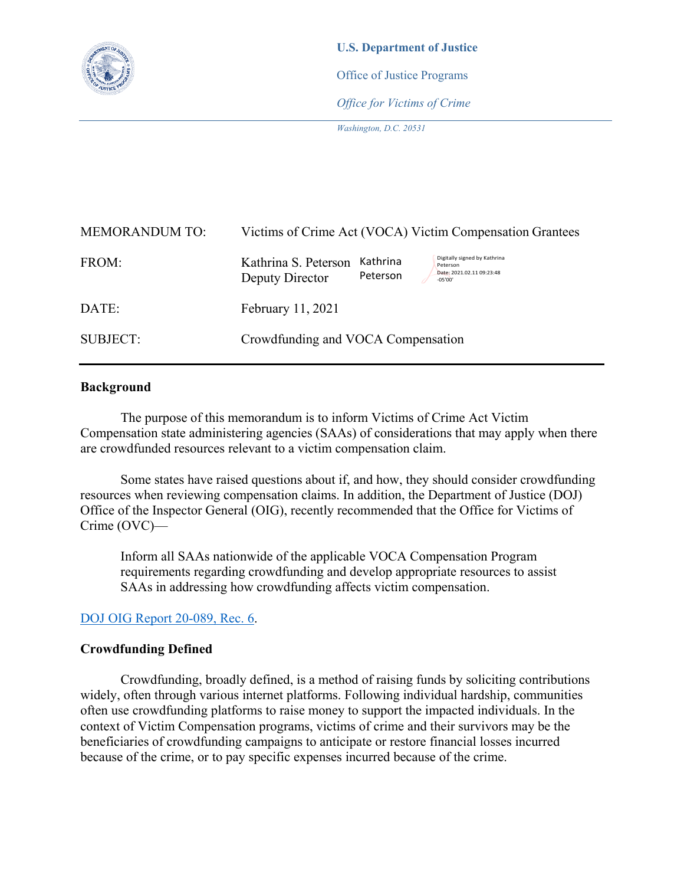**U.S. Department of Justice**

Office of Justice Programs

*Office for Victims of Crime*

*Washington, D.C. 20531*

| | |
|---|---|
| MEMORANDUM TO: | Victims of Crime Act (VOCA) Victim Compensation Grantees |
| FROM: | Kathrina S. Peterson, Deputy Director (Digitally signed by Kathrina Peterson, Date: 2021.02.11 09:23:48 -05'00') |
| DATE: | February 11, 2021 |
| SUBJECT: | Crowdfunding and VOCA Compensation |

## Background

The purpose of this memorandum is to inform Victims of Crime Act Victim Compensation state administering agencies (SAAs) of considerations that may apply when there are crowdfunded resources relevant to a victim compensation claim.

Some states have raised questions about if, and how, they should consider crowdfunding resources when reviewing compensation claims. In addition, the Department of Justice (DOJ) Office of the Inspector General (OIG), recently recommended that the Office for Victims of Crime (OVC)—

> Inform all SAAs nationwide of the applicable VOCA Compensation Program requirements regarding crowdfunding and develop appropriate resources to assist SAAs in addressing how crowdfunding affects victim compensation.

DOJ OIG Report 20-089, Rec. 6.

## Crowdfunding Defined

Crowdfunding, broadly defined, is a method of raising funds by soliciting contributions widely, often through various internet platforms. Following individual hardship, communities often use crowdfunding platforms to raise money to support the impacted individuals. In the context of Victim Compensation programs, victims of crime and their survivors may be the beneficiaries of crowdfunding campaigns to anticipate or restore financial losses incurred because of the crime, or to pay specific expenses incurred because of the crime.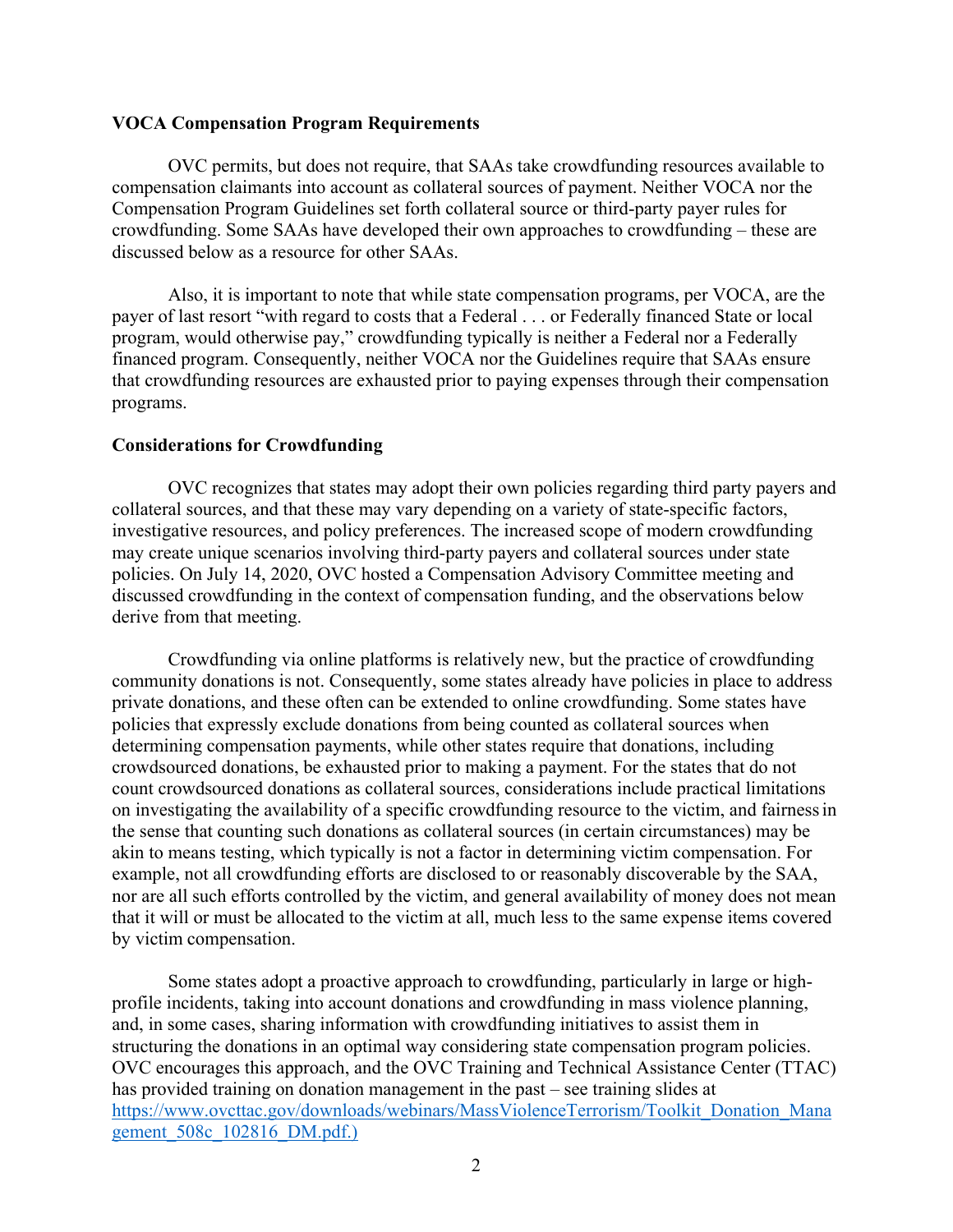**VOCA Compensation Program Requirements**

OVC permits, but does not require, that SAAs take crowdfunding resources available to compensation claimants into account as collateral sources of payment. Neither VOCA nor the Compensation Program Guidelines set forth collateral source or third-party payer rules for crowdfunding. Some SAAs have developed their own approaches to crowdfunding – these are discussed below as a resource for other SAAs.

Also, it is important to note that while state compensation programs, per VOCA, are the payer of last resort "with regard to costs that a Federal . . . or Federally financed State or local program, would otherwise pay," crowdfunding typically is neither a Federal nor a Federally financed program. Consequently, neither VOCA nor the Guidelines require that SAAs ensure that crowdfunding resources are exhausted prior to paying expenses through their compensation programs.

**Considerations for Crowdfunding**

OVC recognizes that states may adopt their own policies regarding third party payers and collateral sources, and that these may vary depending on a variety of state-specific factors, investigative resources, and policy preferences. The increased scope of modern crowdfunding may create unique scenarios involving third-party payers and collateral sources under state policies. On July 14, 2020, OVC hosted a Compensation Advisory Committee meeting and discussed crowdfunding in the context of compensation funding, and the observations below derive from that meeting.

Crowdfunding via online platforms is relatively new, but the practice of crowdfunding community donations is not. Consequently, some states already have policies in place to address private donations, and these often can be extended to online crowdfunding. Some states have policies that expressly exclude donations from being counted as collateral sources when determining compensation payments, while other states require that donations, including crowdsourced donations, be exhausted prior to making a payment. For the states that do not count crowdsourced donations as collateral sources, considerations include practical limitations on investigating the availability of a specific crowdfunding resource to the victim, and fairness in the sense that counting such donations as collateral sources (in certain circumstances) may be akin to means testing, which typically is not a factor in determining victim compensation. For example, not all crowdfunding efforts are disclosed to or reasonably discoverable by the SAA, nor are all such efforts controlled by the victim, and general availability of money does not mean that it will or must be allocated to the victim at all, much less to the same expense items covered by victim compensation.

Some states adopt a proactive approach to crowdfunding, particularly in large or high-profile incidents, taking into account donations and crowdfunding in mass violence planning, and, in some cases, sharing information with crowdfunding initiatives to assist them in structuring the donations in an optimal way considering state compensation program policies. OVC encourages this approach, and the OVC Training and Technical Assistance Center (TTAC) has provided training on donation management in the past – see training slides at https://www.ovcttac.gov/downloads/webinars/MassViolenceTerrorism/Toolkit_Donation_Management_508c_102816_DM.pdf.)